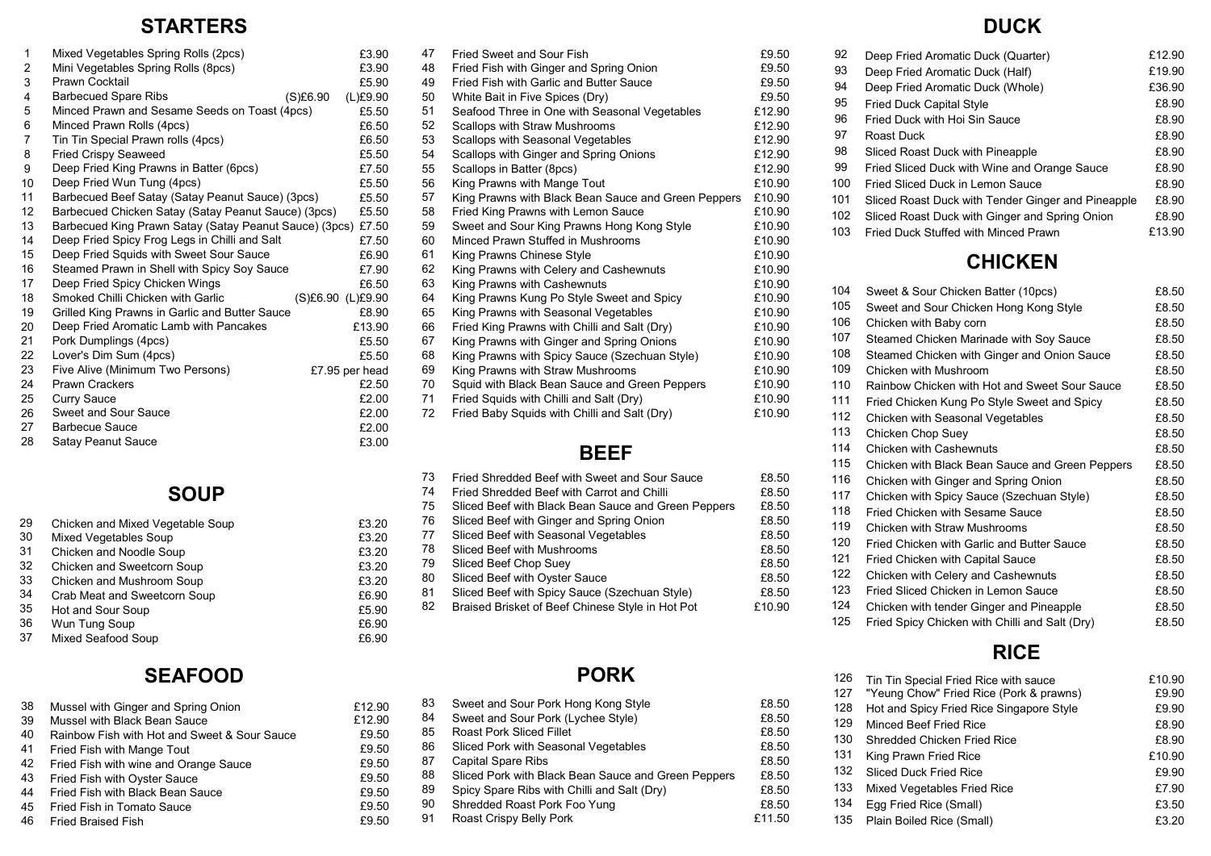## STARTERS

| No. | Item | Price |
|---|---|---|
| 1 | Mixed Vegetables Spring Rolls (2pcs) | £3.90 |
| 2 | Mini Vegetables Spring Rolls (8pcs) | £3.90 |
| 3 | Prawn Cocktail | £5.90 |
| 4 | Barbecued Spare Ribs | (S)£6.90 (L)£9.90 |
| 5 | Minced Prawn and Sesame Seeds on Toast (4pcs) | £5.50 |
| 6 | Minced Prawn Rolls (4pcs) | £6.50 |
| 7 | Tin Tin Special Prawn rolls (4pcs) | £6.50 |
| 8 | Fried Crispy Seaweed | £5.50 |
| 9 | Deep Fried King Prawns in Batter (6pcs) | £7.50 |
| 10 | Deep Fried Wun Tung (4pcs) | £5.50 |
| 11 | Barbecued Beef Satay (Satay Peanut Sauce) (3pcs) | £5.50 |
| 12 | Barbecued Chicken Satay (Satay Peanut Sauce) (3pcs) | £5.50 |
| 13 | Barbecued King Prawn Satay (Satay Peanut Sauce) (3pcs) | £7.50 |
| 14 | Deep Fried Spicy Frog Legs in Chilli and Salt | £7.50 |
| 15 | Deep Fried Squids with Sweet Sour Sauce | £6.90 |
| 16 | Steamed Prawn in Shell with Spicy Soy Sauce | £7.90 |
| 17 | Deep Fried Spicy Chicken Wings | £6.50 |
| 18 | Smoked Chilli Chicken with Garlic | (S)£6.90 (L)£9.90 |
| 19 | Grilled King Prawns in Garlic and Butter Sauce | £8.90 |
| 20 | Deep Fried Aromatic Lamb with Pancakes | £13.90 |
| 21 | Pork Dumplings (4pcs) | £5.50 |
| 22 | Lover's Dim Sum (4pcs) | £5.50 |
| 23 | Five Alive (Minimum Two Persons) | £7.95 per head |
| 24 | Prawn Crackers | £2.50 |
| 25 | Curry Sauce | £2.00 |
| 26 | Sweet and Sour Sauce | £2.00 |
| 27 | Barbecue Sauce | £2.00 |
| 28 | Satay Peanut Sauce | £3.00 |

## SOUP

| No. | Item | Price |
|---|---|---|
| 29 | Chicken and Mixed Vegetable Soup | £3.20 |
| 30 | Mixed Vegetables Soup | £3.20 |
| 31 | Chicken and Noodle Soup | £3.20 |
| 32 | Chicken and Sweetcorn Soup | £3.20 |
| 33 | Chicken and Mushroom Soup | £3.20 |
| 34 | Crab Meat and Sweetcorn Soup | £6.90 |
| 35 | Hot and Sour Soup | £5.90 |
| 36 | Wun Tung Soup | £6.90 |
| 37 | Mixed Seafood Soup | £6.90 |

## SEAFOOD

| No. | Item | Price |
|---|---|---|
| 38 | Mussel with Ginger and Spring Onion | £12.90 |
| 39 | Mussel with Black Bean Sauce | £12.90 |
| 40 | Rainbow Fish with Hot and Sweet & Sour Sauce | £9.50 |
| 41 | Fried Fish with Mange Tout | £9.50 |
| 42 | Fried Fish with wine and Orange Sauce | £9.50 |
| 43 | Fried Fish with Oyster Sauce | £9.50 |
| 44 | Fried Fish with Black Bean Sauce | £9.50 |
| 45 | Fried Fish in Tomato Sauce | £9.50 |
| 46 | Fried Braised Fish | £9.50 |
| 47 | Fried Sweet and Sour Fish | £9.50 |
| 48 | Fried Fish with Ginger and Spring Onion | £9.50 |
| 49 | Fried Fish with Garlic and Butter Sauce | £9.50 |
| 50 | White Bait in Five Spices (Dry) | £9.50 |
| 51 | Seafood Three in One with Seasonal Vegetables | £12.90 |
| 52 | Scallops with Straw Mushrooms | £12.90 |
| 53 | Scallops with Seasonal Vegetables | £12.90 |
| 54 | Scallops with Ginger and Spring Onions | £12.90 |
| 55 | Scallops in Batter (8pcs) | £12.90 |
| 56 | King Prawns with Mange Tout | £10.90 |
| 57 | King Prawns with Black Bean Sauce and Green Peppers | £10.90 |
| 58 | Fried King Prawns with Lemon Sauce | £10.90 |
| 59 | Sweet and Sour King Prawns Hong Kong Style | £10.90 |
| 60 | Minced Prawn Stuffed in Mushrooms | £10.90 |
| 61 | King Prawns Chinese Style | £10.90 |
| 62 | King Prawns with Celery and Cashewnuts | £10.90 |
| 63 | King Prawns with Cashewnuts | £10.90 |
| 64 | King Prawns Kung Po Style Sweet and Spicy | £10.90 |
| 65 | King Prawns with Seasonal Vegetables | £10.90 |
| 66 | Fried King Prawns with Chilli and Salt (Dry) | £10.90 |
| 67 | King Prawns with Ginger and Spring Onions | £10.90 |
| 68 | King Prawns with Spicy Sauce (Szechuan Style) | £10.90 |
| 69 | King Prawns with Straw Mushrooms | £10.90 |
| 70 | Squid with Black Bean Sauce and Green Peppers | £10.90 |
| 71 | Fried Squids with Chilli and Salt (Dry) | £10.90 |
| 72 | Fried Baby Squids with Chilli and Salt (Dry) | £10.90 |

## BEEF

| No. | Item | Price |
|---|---|---|
| 73 | Fried Shredded Beef with Sweet and Sour Sauce | £8.50 |
| 74 | Fried Shredded Beef with Carrot and Chilli | £8.50 |
| 75 | Sliced Beef with Black Bean Sauce and Green Peppers | £8.50 |
| 76 | Sliced Beef with Ginger and Spring Onion | £8.50 |
| 77 | Sliced Beef with Seasonal Vegetables | £8.50 |
| 78 | Sliced Beef with Mushrooms | £8.50 |
| 79 | Sliced Beef Chop Suey | £8.50 |
| 80 | Sliced Beef with Oyster Sauce | £8.50 |
| 81 | Sliced Beef with Spicy Sauce (Szechuan Style) | £8.50 |
| 82 | Braised Brisket of Beef Chinese Style in Hot Pot | £10.90 |

## PORK

| No. | Item | Price |
|---|---|---|
| 83 | Sweet and Sour Pork Hong Kong Style | £8.50 |
| 84 | Sweet and Sour Pork (Lychee Style) | £8.50 |
| 85 | Roast Pork Sliced Fillet | £8.50 |
| 86 | Sliced Pork with Seasonal Vegetables | £8.50 |
| 87 | Capital Spare Ribs | £8.50 |
| 88 | Sliced Pork with Black Bean Sauce and Green Peppers | £8.50 |
| 89 | Spicy Spare Ribs with Chilli and Salt (Dry) | £8.50 |
| 90 | Shredded Roast Pork Foo Yung | £8.50 |
| 91 | Roast Crispy Belly Pork | £11.50 |

## DUCK

| No. | Item | Price |
|---|---|---|
| 92 | Deep Fried Aromatic Duck (Quarter) | £12.90 |
| 93 | Deep Fried Aromatic Duck (Half) | £19.90 |
| 94 | Deep Fried Aromatic Duck (Whole) | £36.90 |
| 95 | Fried Duck Capital Style | £8.90 |
| 96 | Fried Duck with Hoi Sin Sauce | £8.90 |
| 97 | Roast Duck | £8.90 |
| 98 | Sliced Roast Duck with Pineapple | £8.90 |
| 99 | Fried Sliced Duck with Wine and Orange Sauce | £8.90 |
| 100 | Fried Sliced Duck in Lemon Sauce | £8.90 |
| 101 | Sliced Roast Duck with Tender Ginger and Pineapple | £8.90 |
| 102 | Sliced Roast Duck with Ginger and Spring Onion | £8.90 |
| 103 | Fried Duck Stuffed with Minced Prawn | £13.90 |

## CHICKEN

| No. | Item | Price |
|---|---|---|
| 104 | Sweet & Sour Chicken Batter (10pcs) | £8.50 |
| 105 | Sweet and Sour Chicken Hong Kong Style | £8.50 |
| 106 | Chicken with Baby corn | £8.50 |
| 107 | Steamed Chicken Marinade with Soy Sauce | £8.50 |
| 108 | Steamed Chicken with Ginger and Onion Sauce | £8.50 |
| 109 | Chicken with Mushroom | £8.50 |
| 110 | Rainbow Chicken with Hot and Sweet Sour Sauce | £8.50 |
| 111 | Fried Chicken Kung Po Style Sweet and Spicy | £8.50 |
| 112 | Chicken with Seasonal Vegetables | £8.50 |
| 113 | Chicken Chop Suey | £8.50 |
| 114 | Chicken with Cashewnuts | £8.50 |
| 115 | Chicken with Black Bean Sauce and Green Peppers | £8.50 |
| 116 | Chicken with Ginger and Spring Onion | £8.50 |
| 117 | Chicken with Spicy Sauce (Szechuan Style) | £8.50 |
| 118 | Fried Chicken with Sesame Sauce | £8.50 |
| 119 | Chicken with Straw Mushrooms | £8.50 |
| 120 | Fried Chicken with Garlic and Butter Sauce | £8.50 |
| 121 | Fried Chicken with Capital Sauce | £8.50 |
| 122 | Chicken with Celery and Cashewnuts | £8.50 |
| 123 | Fried Sliced Chicken in Lemon Sauce | £8.50 |
| 124 | Chicken with tender Ginger and Pineapple | £8.50 |
| 125 | Fried Spicy Chicken with Chilli and Salt (Dry) | £8.50 |

## RICE

| No. | Item | Price |
|---|---|---|
| 126 | Tin Tin Special Fried Rice with sauce | £10.90 |
| 127 | "Yeung Chow" Fried Rice (Pork & prawns) | £9.90 |
| 128 | Hot and Spicy Fried Rice Singapore Style | £9.90 |
| 129 | Minced Beef Fried Rice | £8.90 |
| 130 | Shredded Chicken Fried Rice | £8.90 |
| 131 | King Prawn Fried Rice | £10.90 |
| 132 | Sliced Duck Fried Rice | £9.90 |
| 133 | Mixed Vegetables Fried Rice | £7.90 |
| 134 | Egg Fried Rice (Small) | £3.50 |
| 135 | Plain Boiled Rice (Small) | £3.20 |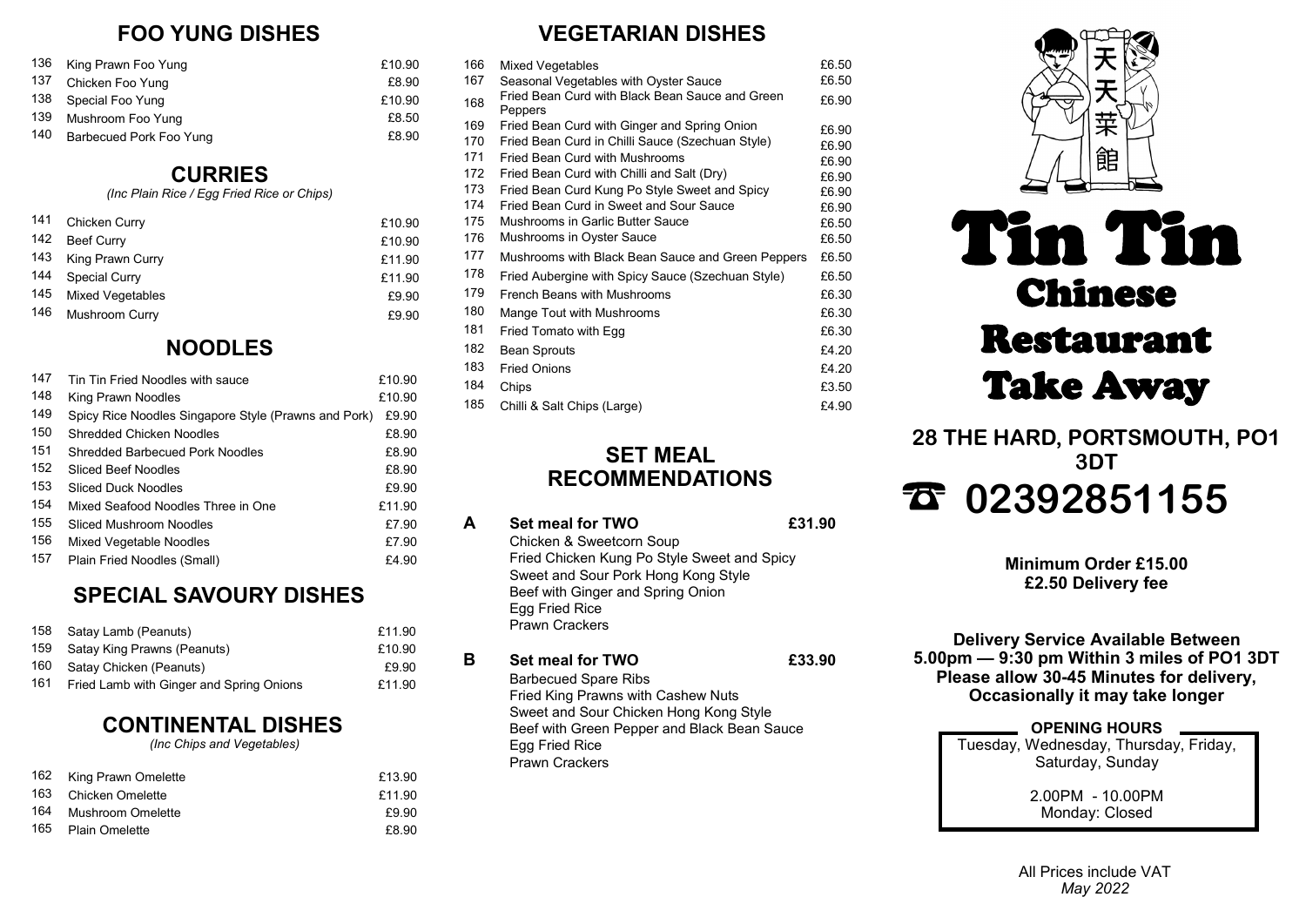## FOO YUNG DISHES

| | | |
|---|---|---|
| 136 | King Prawn Foo Yung | £10.90 |
| 137 | Chicken Foo Yung | £8.90 |
| 138 | Special Foo Yung | £10.90 |
| 139 | Mushroom Foo Yung | £8.50 |
| 140 | Barbecued Pork Foo Yung | £8.90 |

## CURRIES

*(Inc Plain Rice / Egg Fried Rice or Chips)*

| | | |
|---|---|---|
| 141 | Chicken Curry | £10.90 |
| 142 | Beef Curry | £10.90 |
| 143 | King Prawn Curry | £11.90 |
| 144 | Special Curry | £11.90 |
| 145 | Mixed Vegetables | £9.90 |
| 146 | Mushroom Curry | £9.90 |

## NOODLES

| | | |
|---|---|---|
| 147 | Tin Tin Fried Noodles with sauce | £10.90 |
| 148 | King Prawn Noodles | £10.90 |
| 149 | Spicy Rice Noodles Singapore Style (Prawns and Pork) | £9.90 |
| 150 | Shredded Chicken Noodles | £8.90 |
| 151 | Shredded Barbecued Pork Noodles | £8.90 |
| 152 | Sliced Beef Noodles | £8.90 |
| 153 | Sliced Duck Noodles | £9.90 |
| 154 | Mixed Seafood Noodles Three in One | £11.90 |
| 155 | Sliced Mushroom Noodles | £7.90 |
| 156 | Mixed Vegetable Noodles | £7.90 |
| 157 | Plain Fried Noodles (Small) | £4.90 |

## SPECIAL SAVOURY DISHES

| | | |
|---|---|---|
| 158 | Satay Lamb (Peanuts) | £11.90 |
| 159 | Satay King Prawns (Peanuts) | £10.90 |
| 160 | Satay Chicken (Peanuts) | £9.90 |
| 161 | Fried Lamb with Ginger and Spring Onions | £11.90 |

## CONTINENTAL DISHES

*(Inc Chips and Vegetables)*

| | | |
|---|---|---|
| 162 | King Prawn Omelette | £13.90 |
| 163 | Chicken Omelette | £11.90 |
| 164 | Mushroom Omelette | £9.90 |
| 165 | Plain Omelette | £8.90 |

## VEGETARIAN DISHES

| | | |
|---|---|---|
| 166 | Mixed Vegetables | £6.50 |
| 167 | Seasonal Vegetables with Oyster Sauce | £6.50 |
| 168 | Fried Bean Curd with Black Bean Sauce and Green Peppers | £6.90 |
| 169 | Fried Bean Curd with Ginger and Spring Onion | £6.90 |
| 170 | Fried Bean Curd in Chilli Sauce (Szechuan Style) | £6.90 |
| 171 | Fried Bean Curd with Mushrooms | £6.90 |
| 172 | Fried Bean Curd with Chilli and Salt (Dry) | £6.90 |
| 173 | Fried Bean Curd Kung Po Style Sweet and Spicy | £6.90 |
| 174 | Fried Bean Curd in Sweet and Sour Sauce | £6.90 |
| 175 | Mushrooms in Garlic Butter Sauce | £6.50 |
| 176 | Mushrooms in Oyster Sauce | £6.50 |
| 177 | Mushrooms with Black Bean Sauce and Green Peppers | £6.50 |
| 178 | Fried Aubergine with Spicy Sauce (Szechuan Style) | £6.50 |
| 179 | French Beans with Mushrooms | £6.30 |
| 180 | Mange Tout with Mushrooms | £6.30 |
| 181 | Fried Tomato with Egg | £6.30 |
| 182 | Bean Sprouts | £4.20 |
| 183 | Fried Onions | £4.20 |
| 184 | Chips | £3.50 |
| 185 | Chilli & Salt Chips (Large) | £4.90 |

## SET MEAL RECOMMENDATIONS

**A Set meal for TWO £31.90**

- Chicken & Sweetcorn Soup
- Fried Chicken Kung Po Style Sweet and Spicy
- Sweet and Sour Pork Hong Kong Style
- Beef with Ginger and Spring Onion
- Egg Fried Rice
- Prawn Crackers

**B Set meal for TWO £33.90**

- Barbecued Spare Ribs
- Fried King Prawns with Cashew Nuts
- Sweet and Sour Chicken Hong Kong Style
- Beef with Green Pepper and Black Bean Sauce
- Egg Fried Rice
- Prawn Crackers

天天菜館

# Tin Tin

## Chinese Restaurant Take Away

**28 THE HARD, PORTSMOUTH, PO1 3DT**

**☎ 02392851155**

**Minimum Order £15.00**
**£2.50 Delivery fee**

**Delivery Service Available Between 5.00pm — 9:30 pm Within 3 miles of PO1 3DT**
**Please allow 30-45 Minutes for delivery, Occasionally it may take longer**

**OPENING HOURS**

Tuesday, Wednesday, Thursday, Friday, Saturday, Sunday

2.00PM - 10.00PM
Monday: Closed

All Prices include VAT
*May 2022*